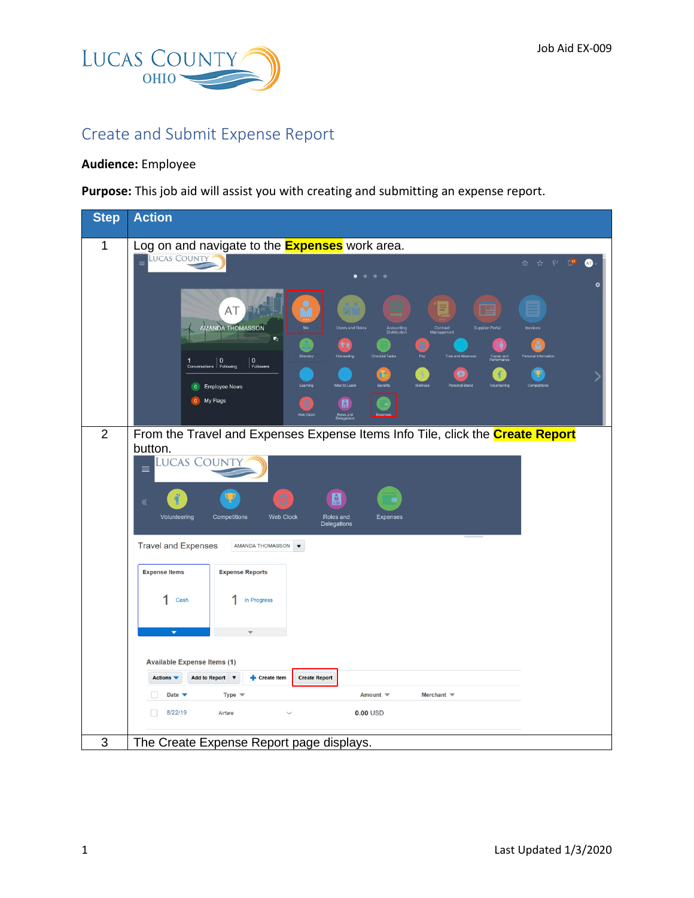Job Aid EX-009

# Create and Submit Expense Report

**Audience:** Employee

**Purpose:** This job aid will assist you with creating and submitting an expense report.

| Step | Action |
|---|---|
| 1 | Log on and navigate to the **Expenses** work area. |
| 2 | From the Travel and Expenses Expense Items Info Tile, click the **Create Report** button. |
| 3 | The Create Expense Report page displays. |

Last Updated 1/3/2020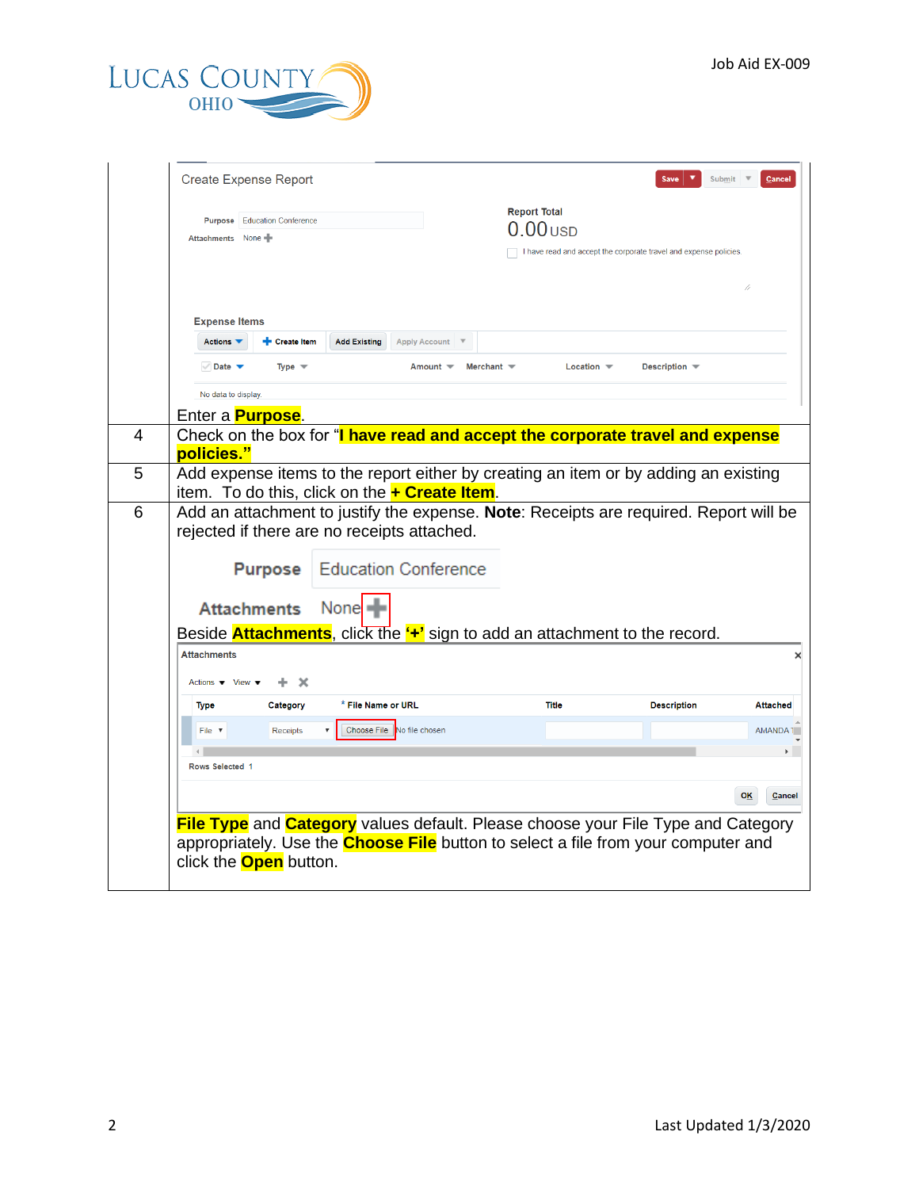| Step | Instructions |
| --- | --- |
| | Enter a **Purpose**. |
| 4 | Check on the box for "**I have read and accept the corporate travel and expense policies.**" |
| 5 | Add expense items to the report either by creating an item or by adding an existing item. To do this, click on the **+ Create Item**. |
| 6 | Add an attachment to justify the expense. **Note**: Receipts are required. Report will be rejected if there are no receipts attached. Beside **Attachments**, click the **'+'** sign to add an attachment to the record. **File Type** and **Category** values default. Please choose your File Type and Category appropriately. Use the **Choose File** button to select a file from your computer and click the **Open** button. |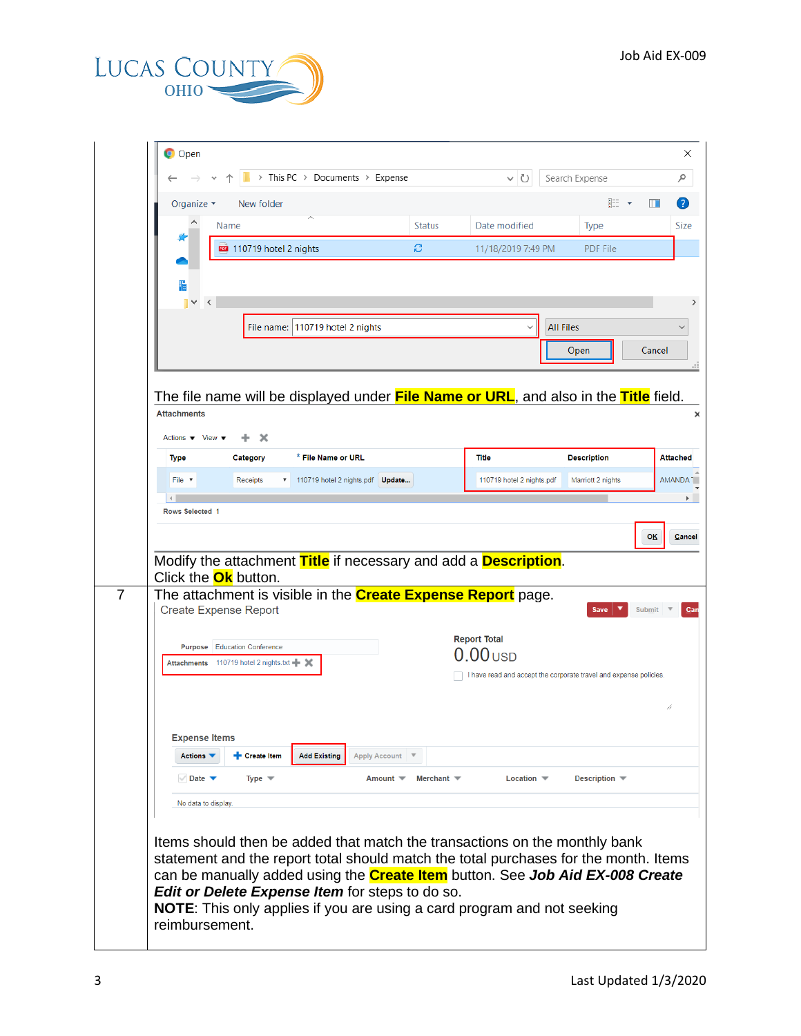| | |
|---|---|
| | The file name will be displayed under **File Name or URL**, and also in the **Title** field.<br><br>Modify the attachment **Title** if necessary and add a **Description**.<br>Click the **Ok** button. |
| 7 | The attachment is visible in the **Create Expense Report** page.<br><br>Items should then be added that match the transactions on the monthly bank statement and the report total should match the total purchases for the month. Items can be manually added using the **Create Item** button. See ***Job Aid EX-008 Create Edit or Delete Expense Item*** for steps to do so.<br>**NOTE**: This only applies if you are using a card program and not seeking reimbursement. |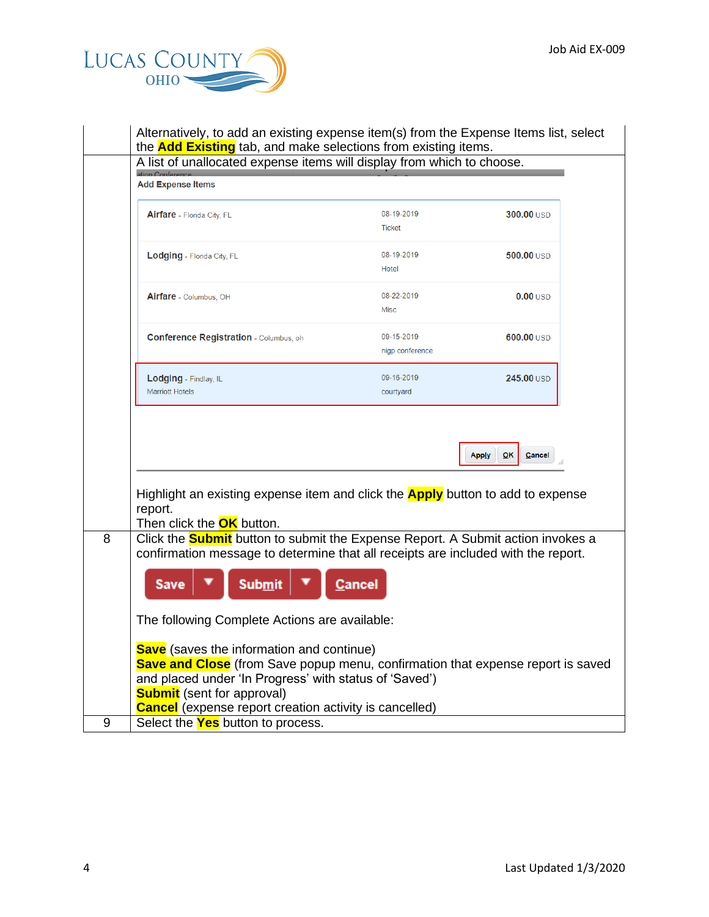| | |
|---|---|
| | Alternatively, to add an existing expense item(s) from the Expense Items list, select the **Add Existing** tab, and make selections from existing items. |
| | A list of unallocated expense items will display from which to choose.<br><br>Add Expense Items<br><br>Airfare - Florida City, FL 08-19-2019 Ticket 300.00 USD<br>Lodging - Florida City, FL 08-19-2019 Hotel 500.00 USD<br>Airfare - Columbus, OH 08-22-2019 Misc 0.00 USD<br>Conference Registration - Columbus, oh 09-15-2019 nigp conference 600.00 USD<br>Lodging - Findlay, IL Marriott Hotels 09-16-2019 courtyard 245.00 USD<br><br>Apply OK Cancel<br><br>Highlight an existing expense item and click the **Apply** button to add to expense report.<br>Then click the **OK** button. |
| 8 | Click the **Submit** button to submit the Expense Report. A Submit action invokes a confirmation message to determine that all receipts are included with the report.<br><br>Save Submit Cancel<br><br>The following Complete Actions are available:<br><br>**Save** (saves the information and continue)<br>**Save and Close** (from Save popup menu, confirmation that expense report is saved and placed under 'In Progress' with status of 'Saved')<br>**Submit** (sent for approval)<br>**Cancel** (expense report creation activity is cancelled) |
| 9 | Select the **Yes** button to process. |